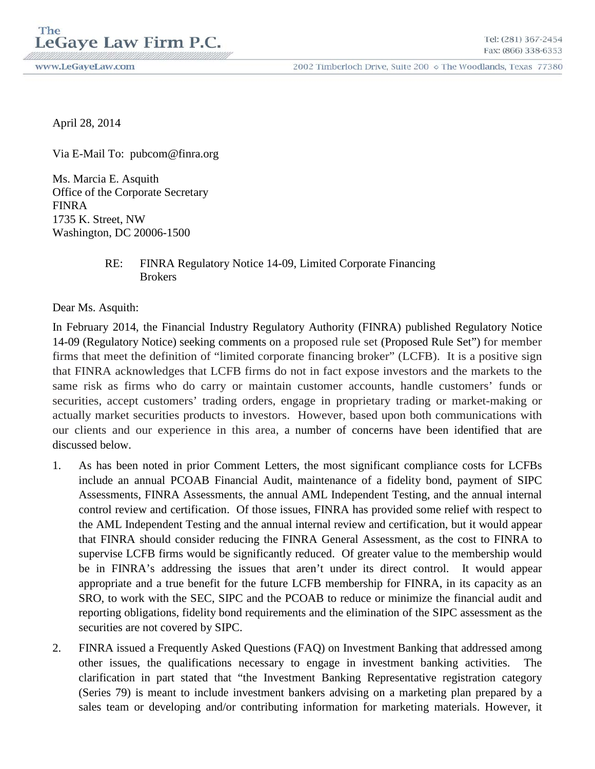**The LeGaye Law Firm P.C.**

www.LeGayeLaw.com

Tel: (281) 367-2454
Fax: (866) 338-6353

2002 Timberloch Drive, Suite 200 ◇ The Woodlands, Texas 77380

April 28, 2014

Via E-Mail To: pubcom@finra.org

Ms. Marcia E. Asquith
Office of the Corporate Secretary
FINRA
1735 K. Street, NW
Washington, DC 20006-1500

RE: FINRA Regulatory Notice 14-09, Limited Corporate Financing Brokers

Dear Ms. Asquith:

In February 2014, the Financial Industry Regulatory Authority (FINRA) published Regulatory Notice 14-09 (Regulatory Notice) seeking comments on a proposed rule set (Proposed Rule Set") for member firms that meet the definition of "limited corporate financing broker" (LCFB). It is a positive sign that FINRA acknowledges that LCFB firms do not in fact expose investors and the markets to the same risk as firms who do carry or maintain customer accounts, handle customers' funds or securities, accept customers' trading orders, engage in proprietary trading or market-making or actually market securities products to investors. However, based upon both communications with our clients and our experience in this area, a number of concerns have been identified that are discussed below.

1. As has been noted in prior Comment Letters, the most significant compliance costs for LCFBs include an annual PCOAB Financial Audit, maintenance of a fidelity bond, payment of SIPC Assessments, FINRA Assessments, the annual AML Independent Testing, and the annual internal control review and certification. Of those issues, FINRA has provided some relief with respect to the AML Independent Testing and the annual internal review and certification, but it would appear that FINRA should consider reducing the FINRA General Assessment, as the cost to FINRA to supervise LCFB firms would be significantly reduced. Of greater value to the membership would be in FINRA's addressing the issues that aren't under its direct control. It would appear appropriate and a true benefit for the future LCFB membership for FINRA, in its capacity as an SRO, to work with the SEC, SIPC and the PCOAB to reduce or minimize the financial audit and reporting obligations, fidelity bond requirements and the elimination of the SIPC assessment as the securities are not covered by SIPC.

2. FINRA issued a Frequently Asked Questions (FAQ) on Investment Banking that addressed among other issues, the qualifications necessary to engage in investment banking activities. The clarification in part stated that "the Investment Banking Representative registration category (Series 79) is meant to include investment bankers advising on a marketing plan prepared by a sales team or developing and/or contributing information for marketing materials. However, it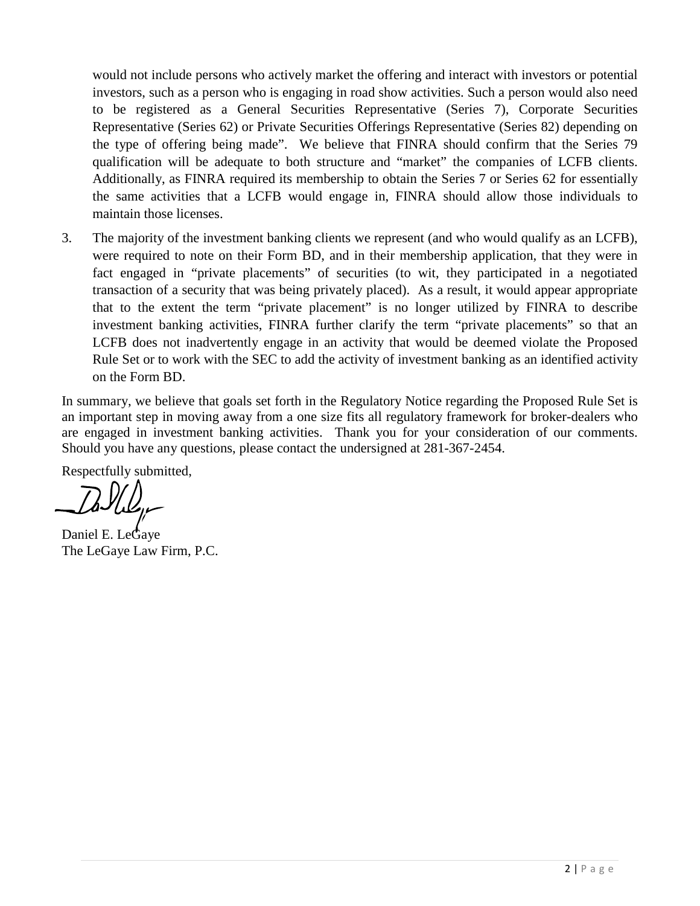would not include persons who actively market the offering and interact with investors or potential investors, such as a person who is engaging in road show activities. Such a person would also need to be registered as a General Securities Representative (Series 7), Corporate Securities Representative (Series 62) or Private Securities Offerings Representative (Series 82) depending on the type of offering being made". We believe that FINRA should confirm that the Series 79 qualification will be adequate to both structure and "market" the companies of LCFB clients. Additionally, as FINRA required its membership to obtain the Series 7 or Series 62 for essentially the same activities that a LCFB would engage in, FINRA should allow those individuals to maintain those licenses.

3. The majority of the investment banking clients we represent (and who would qualify as an LCFB), were required to note on their Form BD, and in their membership application, that they were in fact engaged in "private placements" of securities (to wit, they participated in a negotiated transaction of a security that was being privately placed). As a result, it would appear appropriate that to the extent the term "private placement" is no longer utilized by FINRA to describe investment banking activities, FINRA further clarify the term "private placements" so that an LCFB does not inadvertently engage in an activity that would be deemed violate the Proposed Rule Set or to work with the SEC to add the activity of investment banking as an identified activity on the Form BD.

In summary, we believe that goals set forth in the Regulatory Notice regarding the Proposed Rule Set is an important step in moving away from a one size fits all regulatory framework for broker-dealers who are engaged in investment banking activities. Thank you for your consideration of our comments. Should you have any questions, please contact the undersigned at 281-367-2454.

Respectfully submitted,

Daniel E. LeGaye
The LeGaye Law Firm, P.C.